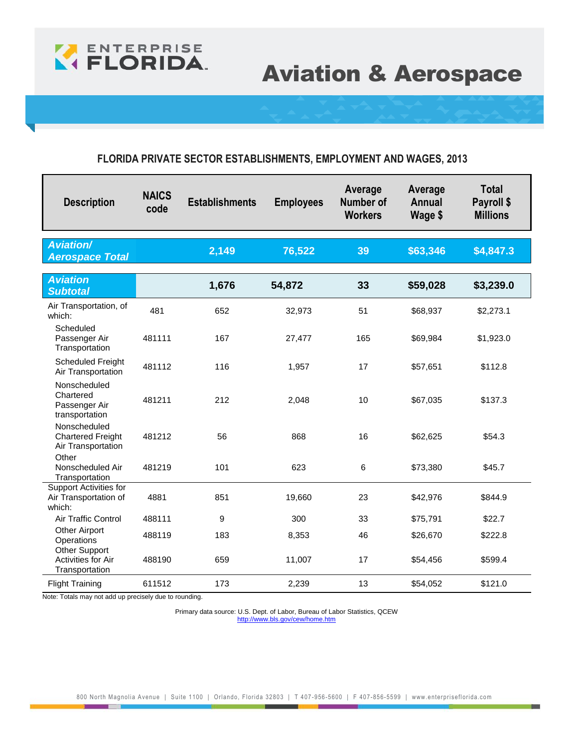ENTERPRISE FLORIDA

# Aviation & Aerospace

## FLORIDA PRIVATE SECTOR ESTABLISHMENTS, EMPLOYMENT AND WAGES, 2013

| Description | NAICS code | Establishments | Employees | Average Number of Workers | Average Annual Wage $ | Total Payroll $ Millions |
|---|---|---|---|---|---|---|
| ***Aviation/ Aerospace Total*** | | **2,149** | **76,522** | **39** | **$63,346** | **$4,847.3** |
| ***Aviation Subtotal*** | | **1,676** | **54,872** | **33** | **$59,028** | **$3,239.0** |
| Air Transportation, of which: | 481 | 652 | 32,973 | 51 | $68,937 | $2,273.1 |
| Scheduled Passenger Air Transportation | 481111 | 167 | 27,477 | 165 | $69,984 | $1,923.0 |
| Scheduled Freight Air Transportation | 481112 | 116 | 1,957 | 17 | $57,651 | $112.8 |
| Nonscheduled Chartered Passenger Air transportation | 481211 | 212 | 2,048 | 10 | $67,035 | $137.3 |
| Nonscheduled Chartered Freight Air Transportation | 481212 | 56 | 868 | 16 | $62,625 | $54.3 |
| Other Nonscheduled Air Transportation | 481219 | 101 | 623 | 6 | $73,380 | $45.7 |
| Support Activities for Air Transportation of which: | 4881 | 851 | 19,660 | 23 | $42,976 | $844.9 |
| Air Traffic Control | 488111 | 9 | 300 | 33 | $75,791 | $22.7 |
| Other Airport Operations | 488119 | 183 | 8,353 | 46 | $26,670 | $222.8 |
| Other Support Activities for Air Transportation | 488190 | 659 | 11,007 | 17 | $54,456 | $599.4 |
| Flight Training | 611512 | 173 | 2,239 | 13 | $54,052 | $121.0 |

Note: Totals may not add up precisely due to rounding.

Primary data source: U.S. Dept. of Labor, Bureau of Labor Statistics, QCEW
http://www.bls.gov/cew/home.htm

800 North Magnolia Avenue | Suite 1100 | Orlando, Florida 32803 | T 407-956-5600 | F 407-856-5599 | www.enterpriseflorida.com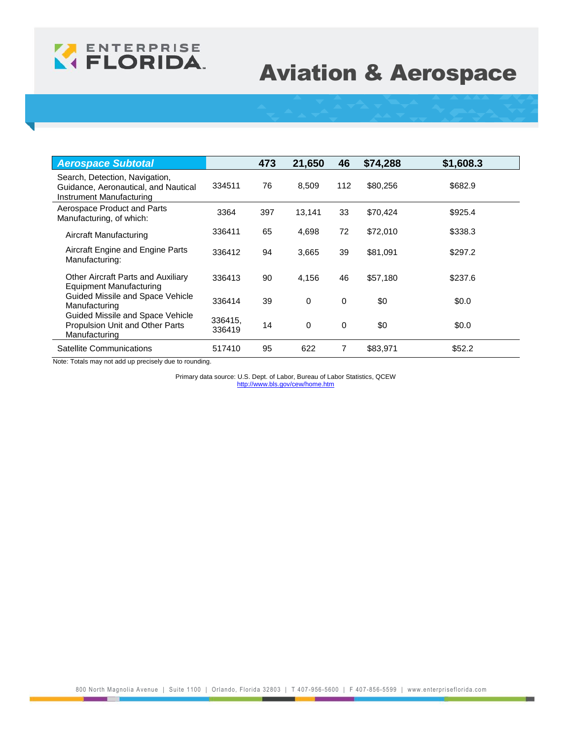# Aviation & Aerospace

| ***Aerospace Subtotal*** | | **473** | **21,650** | **46** | **$74,288** | **$1,608.3** |
|---|---|---|---|---|---|---|
| Search, Detection, Navigation, Guidance, Aeronautical, and Nautical Instrument Manufacturing | 334511 | 76 | 8,509 | 112 | $80,256 | $682.9 |
| Aerospace Product and Parts Manufacturing, of which: | 3364 | 397 | 13,141 | 33 | $70,424 | $925.4 |
| Aircraft Manufacturing | 336411 | 65 | 4,698 | 72 | $72,010 | $338.3 |
| Aircraft Engine and Engine Parts Manufacturing: | 336412 | 94 | 3,665 | 39 | $81,091 | $297.2 |
| Other Aircraft Parts and Auxiliary Equipment Manufacturing | 336413 | 90 | 4,156 | 46 | $57,180 | $237.6 |
| Guided Missile and Space Vehicle Manufacturing | 336414 | 39 | 0 | 0 | $0 | $0.0 |
| Guided Missile and Space Vehicle Propulsion Unit and Other Parts Manufacturing | 336415, 336419 | 14 | 0 | 0 | $0 | $0.0 |
| Satellite Communications | 517410 | 95 | 622 | 7 | $83,971 | $52.2 |

Note: Totals may not add up precisely due to rounding.

Primary data source: U.S. Dept. of Labor, Bureau of Labor Statistics, QCEW
http://www.bls.gov/cew/home.htm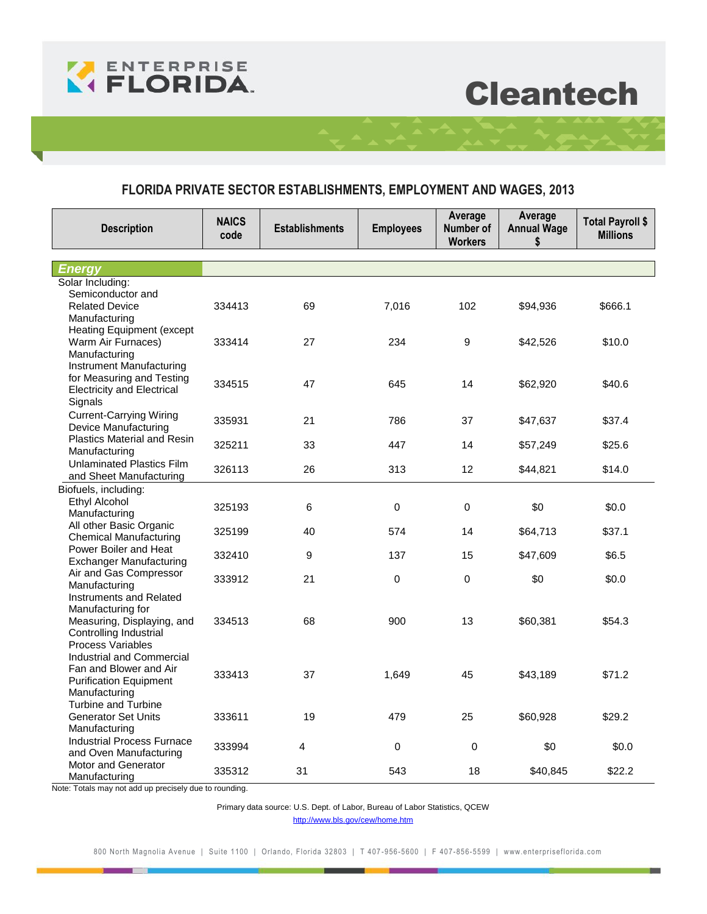# Cleantech

## FLORIDA PRIVATE SECTOR ESTABLISHMENTS, EMPLOYMENT AND WAGES, 2013

| Description | NAICS code | Establishments | Employees | Average Number of Workers | Average Annual Wage $ | Total Payroll $ Millions |
|---|---|---|---|---|---|---|
| ***Energy*** | | | | | | |
| Solar Including: | | | | | | |
| Semiconductor and Related Device Manufacturing | 334413 | 69 | 7,016 | 102 | $94,936 | $666.1 |
| Heating Equipment (except Warm Air Furnaces) Manufacturing | 333414 | 27 | 234 | 9 | $42,526 | $10.0 |
| Instrument Manufacturing for Measuring and Testing Electricity and Electrical Signals | 334515 | 47 | 645 | 14 | $62,920 | $40.6 |
| Current-Carrying Wiring Device Manufacturing | 335931 | 21 | 786 | 37 | $47,637 | $37.4 |
| Plastics Material and Resin Manufacturing | 325211 | 33 | 447 | 14 | $57,249 | $25.6 |
| Unlaminated Plastics Film and Sheet Manufacturing | 326113 | 26 | 313 | 12 | $44,821 | $14.0 |
| Biofuels, including: | | | | | | |
| Ethyl Alcohol Manufacturing | 325193 | 6 | 0 | 0 | $0 | $0.0 |
| All other Basic Organic Chemical Manufacturing | 325199 | 40 | 574 | 14 | $64,713 | $37.1 |
| Power Boiler and Heat Exchanger Manufacturing | 332410 | 9 | 137 | 15 | $47,609 | $6.5 |
| Air and Gas Compressor Manufacturing | 333912 | 21 | 0 | 0 | $0 | $0.0 |
| Instruments and Related Manufacturing for Measuring, Displaying, and Controlling Industrial Process Variables | 334513 | 68 | 900 | 13 | $60,381 | $54.3 |
| Industrial and Commercial Fan and Blower and Air Purification Equipment Manufacturing | 333413 | 37 | 1,649 | 45 | $43,189 | $71.2 |
| Turbine and Turbine Generator Set Units Manufacturing | 333611 | 19 | 479 | 25 | $60,928 | $29.2 |
| Industrial Process Furnace and Oven Manufacturing | 333994 | 4 | 0 | 0 | $0 | $0.0 |
| Motor and Generator Manufacturing | 335312 | 31 | 543 | 18 | $40,845 | $22.2 |

Note: Totals may not add up precisely due to rounding.

Primary data source: U.S. Dept. of Labor, Bureau of Labor Statistics, QCEW

http://www.bls.gov/cew/home.htm

800 North Magnolia Avenue | Suite 1100 | Orlando, Florida 32803 | T 407-956-5600 | F 407-856-5599 | www.enterpriseflorida.com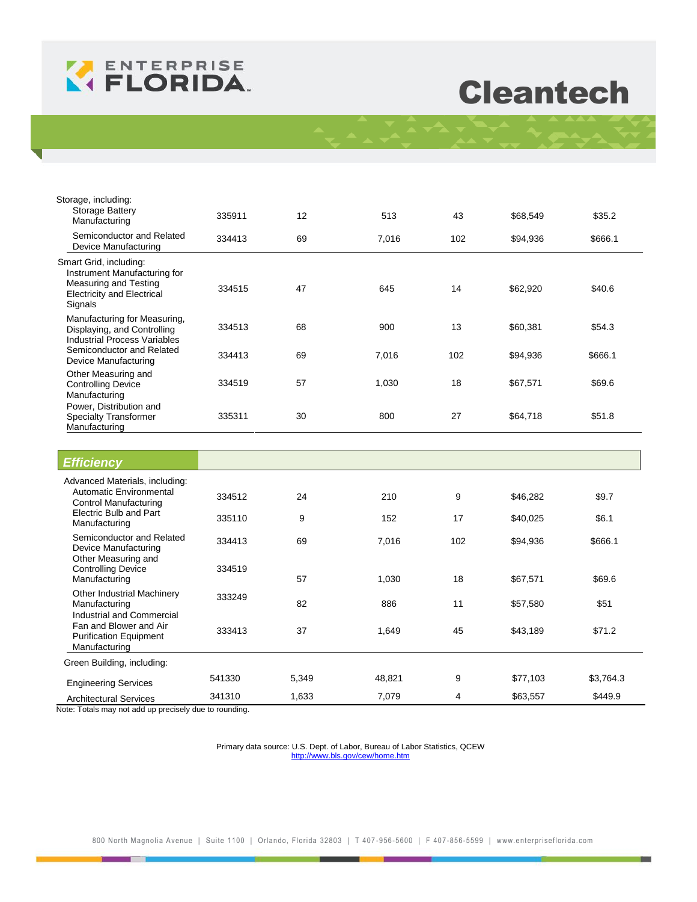# Cleantech

| | | | | | | |
|---|---|---|---|---|---|---|
| Storage, including: | | | | | | |
| Storage Battery Manufacturing | 335911 | 12 | 513 | 43 | $68,549 | $35.2 |
| Semiconductor and Related Device Manufacturing | 334413 | 69 | 7,016 | 102 | $94,936 | $666.1 |
| Smart Grid, including: | | | | | | |
| Instrument Manufacturing for Measuring and Testing Electricity and Electrical Signals | 334515 | 47 | 645 | 14 | $62,920 | $40.6 |
| Manufacturing for Measuring, Displaying, and Controlling Industrial Process Variables | 334513 | 68 | 900 | 13 | $60,381 | $54.3 |
| Semiconductor and Related Device Manufacturing | 334413 | 69 | 7,016 | 102 | $94,936 | $666.1 |
| Other Measuring and Controlling Device Manufacturing | 334519 | 57 | 1,030 | 18 | $67,571 | $69.6 |
| Power, Distribution and Specialty Transformer Manufacturing | 335311 | 30 | 800 | 27 | $64,718 | $51.8 |

## *Efficiency*

| | | | | | | |
|---|---|---|---|---|---|---|
| Advanced Materials, including: | | | | | | |
| Automatic Environmental Control Manufacturing | 334512 | 24 | 210 | 9 | $46,282 | $9.7 |
| Electric Bulb and Part Manufacturing | 335110 | 9 | 152 | 17 | $40,025 | $6.1 |
| Semiconductor and Related Device Manufacturing | 334413 | 69 | 7,016 | 102 | $94,936 | $666.1 |
| Other Measuring and Controlling Device Manufacturing | 334519 | 57 | 1,030 | 18 | $67,571 | $69.6 |
| Other Industrial Machinery Manufacturing | 333249 | 82 | 886 | 11 | $57,580 | $51 |
| Industrial and Commercial Fan and Blower and Air Purification Equipment Manufacturing | 333413 | 37 | 1,649 | 45 | $43,189 | $71.2 |
| Green Building, including: | | | | | | |
| Engineering Services | 541330 | 5,349 | 48,821 | 9 | $77,103 | $3,764.3 |
| Architectural Services | 341310 | 1,633 | 7,079 | 4 | $63,557 | $449.9 |

Note: Totals may not add up precisely due to rounding.

Primary data source: U.S. Dept. of Labor, Bureau of Labor Statistics, QCEW
http://www.bls.gov/cew/home.htm

800 North Magnolia Avenue | Suite 1100 | Orlando, Florida 32803 | T 407-956-5600 | F 407-856-5599 | www.enterpriseflorida.com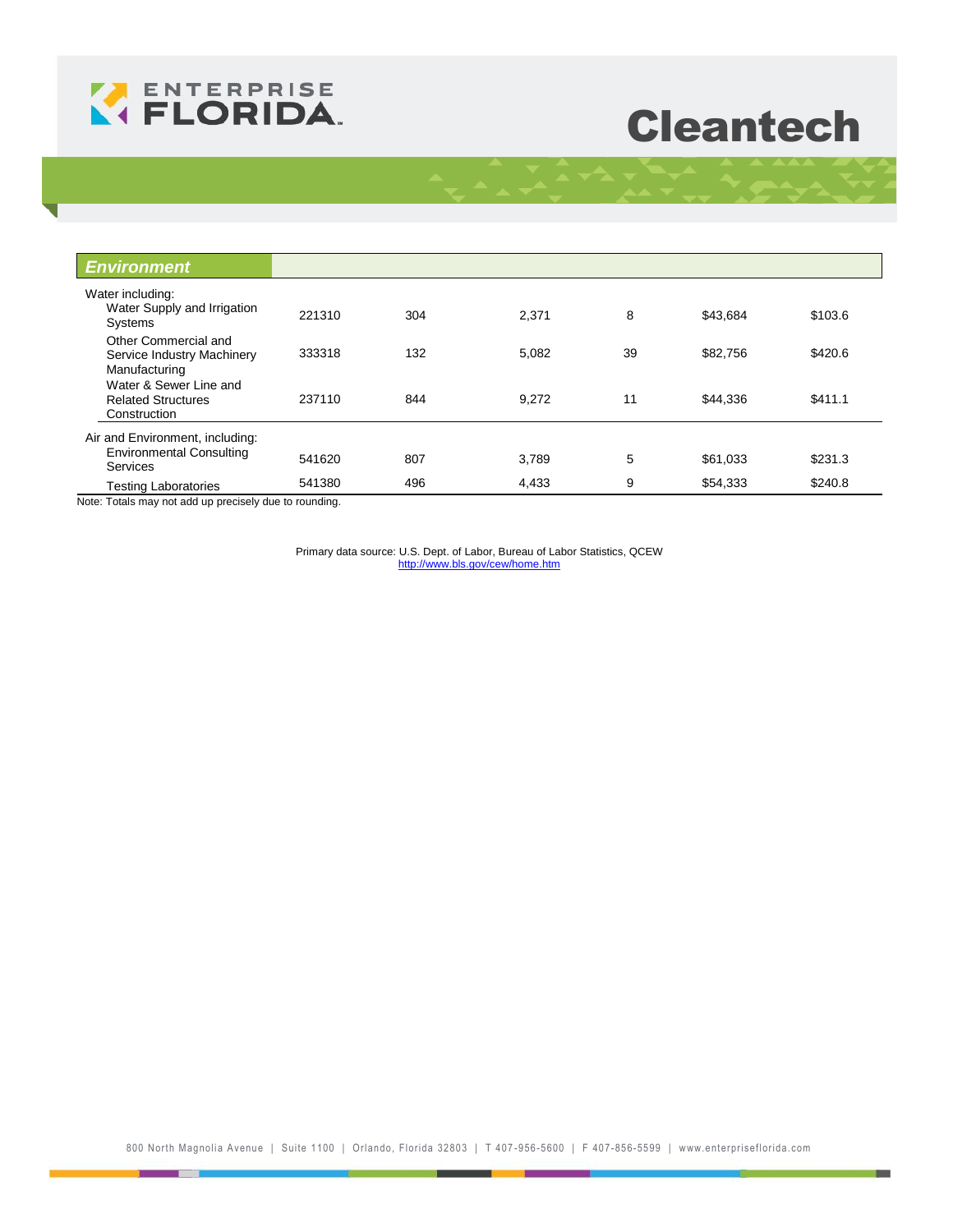# Cleantech

| *Environment* | | | | | | |
|---|---|---|---|---|---|---|
| Water including: | | | | | | |
| Water Supply and Irrigation Systems | 221310 | 304 | 2,371 | 8 | $43,684 | $103.6 |
| Other Commercial and Service Industry Machinery Manufacturing | 333318 | 132 | 5,082 | 39 | $82,756 | $420.6 |
| Water & Sewer Line and Related Structures Construction | 237110 | 844 | 9,272 | 11 | $44,336 | $411.1 |
| Air and Environment, including: | | | | | | |
| Environmental Consulting Services | 541620 | 807 | 3,789 | 5 | $61,033 | $231.3 |
| Testing Laboratories | 541380 | 496 | 4,433 | 9 | $54,333 | $240.8 |

Note: Totals may not add up precisely due to rounding.

Primary data source: U.S. Dept. of Labor, Bureau of Labor Statistics, QCEW
http://www.bls.gov/cew/home.htm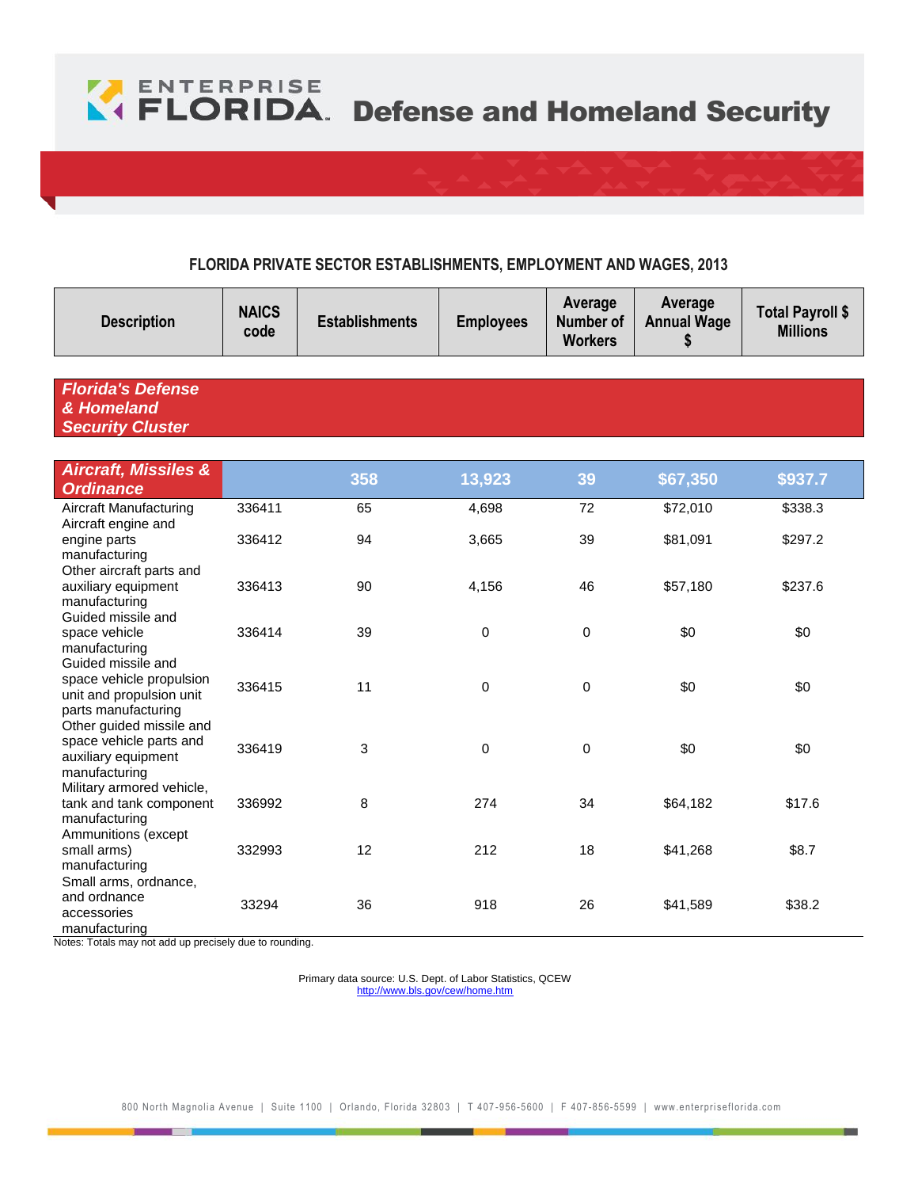# ENTERPRISE FLORIDA Defense and Homeland Security

## FLORIDA PRIVATE SECTOR ESTABLISHMENTS, EMPLOYMENT AND WAGES, 2013

| Description | NAICS code | Establishments | Employees | Average Number of Workers | Average Annual Wage $ | Total Payroll $ Millions |
|---|---|---|---|---|---|---|
| ***Florida's Defense & Homeland Security Cluster*** | | | | | | |
| ***Aircraft, Missiles & Ordinance*** | | **358** | **13,923** | **39** | **$67,350** | **$937.7** |
| Aircraft Manufacturing | 336411 | 65 | 4,698 | 72 | $72,010 | $338.3 |
| Aircraft engine and engine parts manufacturing | 336412 | 94 | 3,665 | 39 | $81,091 | $297.2 |
| Other aircraft parts and auxiliary equipment manufacturing | 336413 | 90 | 4,156 | 46 | $57,180 | $237.6 |
| Guided missile and space vehicle manufacturing | 336414 | 39 | 0 | 0 | $0 | $0 |
| Guided missile and space vehicle propulsion unit and propulsion unit parts manufacturing | 336415 | 11 | 0 | 0 | $0 | $0 |
| Other guided missile and space vehicle parts and auxiliary equipment manufacturing | 336419 | 3 | 0 | 0 | $0 | $0 |
| Military armored vehicle, tank and tank component manufacturing | 336992 | 8 | 274 | 34 | $64,182 | $17.6 |
| Ammunitions (except small arms) manufacturing | 332993 | 12 | 212 | 18 | $41,268 | $8.7 |
| Small arms, ordnance, and ordnance accessories manufacturing | 33294 | 36 | 918 | 26 | $41,589 | $38.2 |

Notes: Totals may not add up precisely due to rounding.

Primary data source: U.S. Dept. of Labor Statistics, QCEW
http://www.bls.gov/cew/home.htm

800 North Magnolia Avenue | Suite 1100 | Orlando, Florida 32803 | T 407-956-5600 | F 407-856-5599 | www.enterpriseflorida.com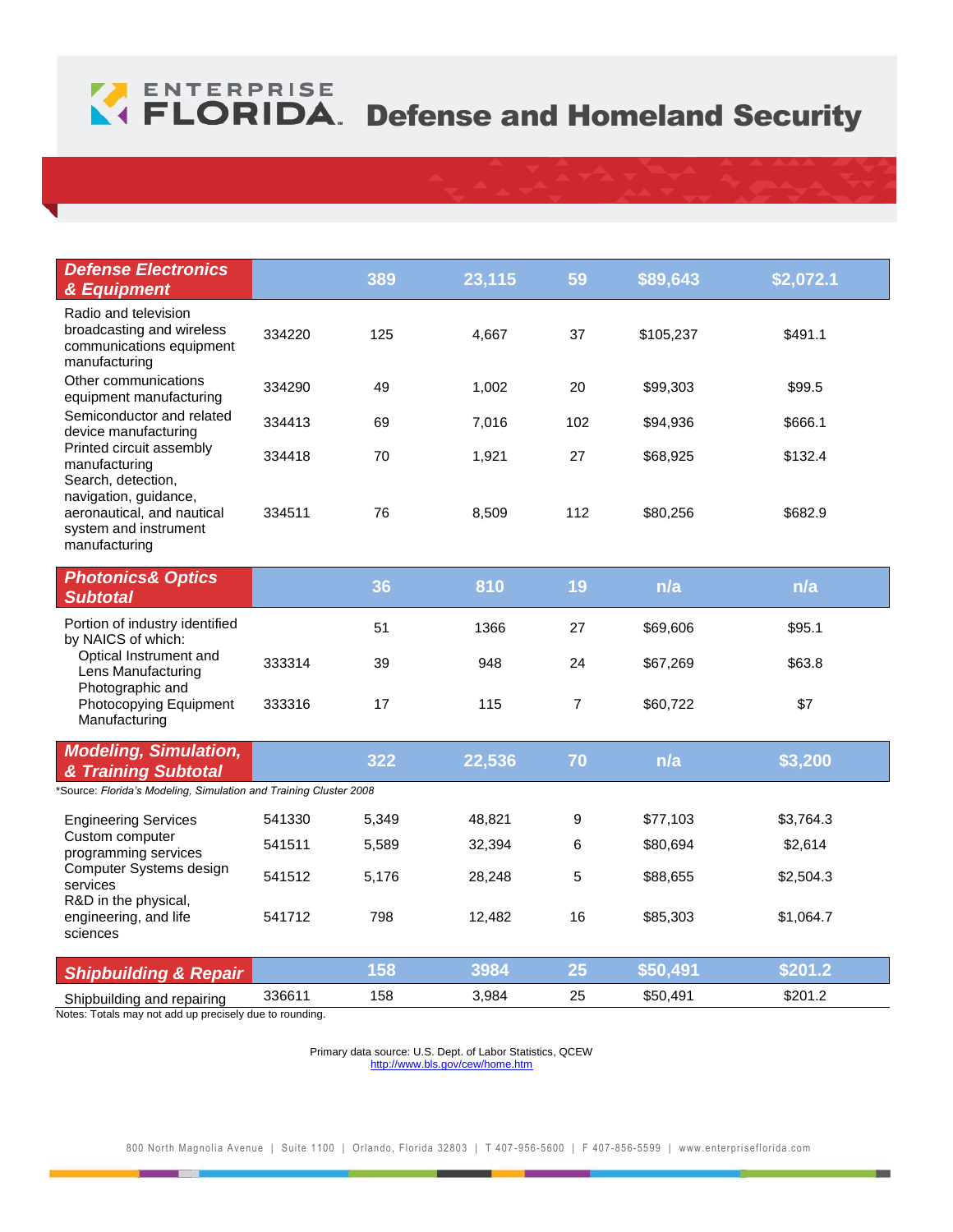# ENTERPRISE FLORIDA Defense and Homeland Security

| | | | | | | |
|---|---|---|---|---|---|---|
| ***Defense Electronics & Equipment*** | | **389** | **23,115** | **59** | **$89,643** | **$2,072.1** |
| Radio and television broadcasting and wireless communications equipment manufacturing | 334220 | 125 | 4,667 | 37 | $105,237 | $491.1 |
| Other communications equipment manufacturing | 334290 | 49 | 1,002 | 20 | $99,303 | $99.5 |
| Semiconductor and related device manufacturing | 334413 | 69 | 7,016 | 102 | $94,936 | $666.1 |
| Printed circuit assembly manufacturing | 334418 | 70 | 1,921 | 27 | $68,925 | $132.4 |
| Search, detection, navigation, guidance, aeronautical, and nautical system and instrument manufacturing | 334511 | 76 | 8,509 | 112 | $80,256 | $682.9 |
| ***Photonics& Optics Subtotal*** | | **36** | **810** | **19** | **n/a** | **n/a** |
| Portion of industry identified by NAICS of which: | | 51 | 1366 | 27 | $69,606 | $95.1 |
| Optical Instrument and Lens Manufacturing | 333314 | 39 | 948 | 24 | $67,269 | $63.8 |
| Photographic and Photocopying Equipment Manufacturing | 333316 | 17 | 115 | 7 | $60,722 | $7 |
| ***Modeling, Simulation, & Training Subtotal*** | | **322** | **22,536** | **70** | **n/a** | **$3,200** |
| *Source: *Florida's Modeling, Simulation and Training Cluster 2008* | | | | | | |
| Engineering Services | 541330 | 5,349 | 48,821 | 9 | $77,103 | $3,764.3 |
| Custom computer programming services | 541511 | 5,589 | 32,394 | 6 | $80,694 | $2,614 |
| Computer Systems design services | 541512 | 5,176 | 28,248 | 5 | $88,655 | $2,504.3 |
| R&D in the physical, engineering, and life sciences | 541712 | 798 | 12,482 | 16 | $85,303 | $1,064.7 |
| ***Shipbuilding & Repair*** | | **158** | **3984** | **25** | **$50,491** | **$201.2** |
| Shipbuilding and repairing | 336611 | 158 | 3,984 | 25 | $50,491 | $201.2 |

Notes: Totals may not add up precisely due to rounding.

Primary data source: U.S. Dept. of Labor Statistics, QCEW
http://www.bls.gov/cew/home.htm

800 North Magnolia Avenue | Suite 1100 | Orlando, Florida 32803 | T 407-956-5600 | F 407-856-5599 | www.enterpriseflorida.com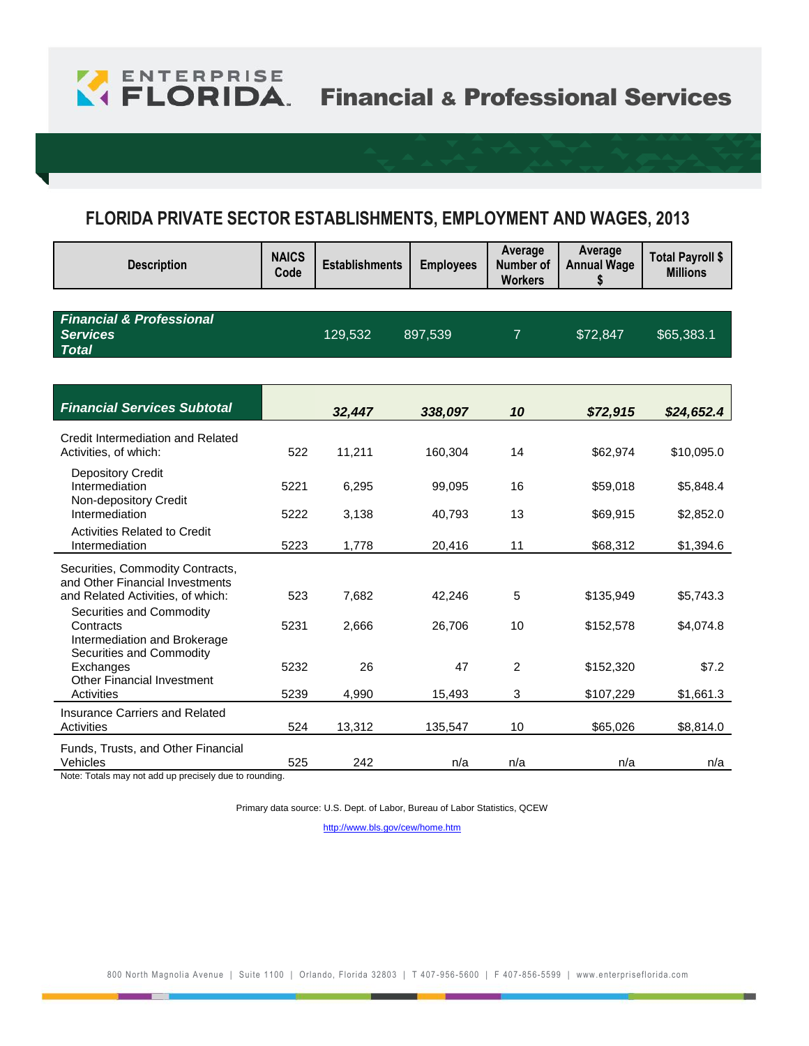# ENTERPRISE FLORIDA Financial & Professional Services

## FLORIDA PRIVATE SECTOR ESTABLISHMENTS, EMPLOYMENT AND WAGES, 2013

| Description | NAICS Code | Establishments | Employees | Average Number of Workers | Average Annual Wage $ | Total Payroll $ Millions |
|---|---|---|---|---|---|---|
| ***Financial & Professional Services Total*** | | 129,532 | 897,539 | 7 | $72,847 | $65,383.1 |
| ***Financial Services Subtotal*** | | ***32,447*** | ***338,097*** | ***10*** | ***$72,915*** | ***$24,652.4*** |
| Credit Intermediation and Related Activities, of which: | 522 | 11,211 | 160,304 | 14 | $62,974 | $10,095.0 |
| Depository Credit Intermediation | 5221 | 6,295 | 99,095 | 16 | $59,018 | $5,848.4 |
| Non-depository Credit Intermediation | 5222 | 3,138 | 40,793 | 13 | $69,915 | $2,852.0 |
| Activities Related to Credit Intermediation | 5223 | 1,778 | 20,416 | 11 | $68,312 | $1,394.6 |
| Securities, Commodity Contracts, and Other Financial Investments and Related Activities, of which: | 523 | 7,682 | 42,246 | 5 | $135,949 | $5,743.3 |
| Securities and Commodity Contracts Intermediation and Brokerage | 5231 | 2,666 | 26,706 | 10 | $152,578 | $4,074.8 |
| Securities and Commodity Exchanges | 5232 | 26 | 47 | 2 | $152,320 | $7.2 |
| Other Financial Investment Activities | 5239 | 4,990 | 15,493 | 3 | $107,229 | $1,661.3 |
| Insurance Carriers and Related Activities | 524 | 13,312 | 135,547 | 10 | $65,026 | $8,814.0 |
| Funds, Trusts, and Other Financial Vehicles | 525 | 242 | n/a | n/a | n/a | n/a |

Note: Totals may not add up precisely due to rounding.

Primary data source: U.S. Dept. of Labor, Bureau of Labor Statistics, QCEW

http://www.bls.gov/cew/home.htm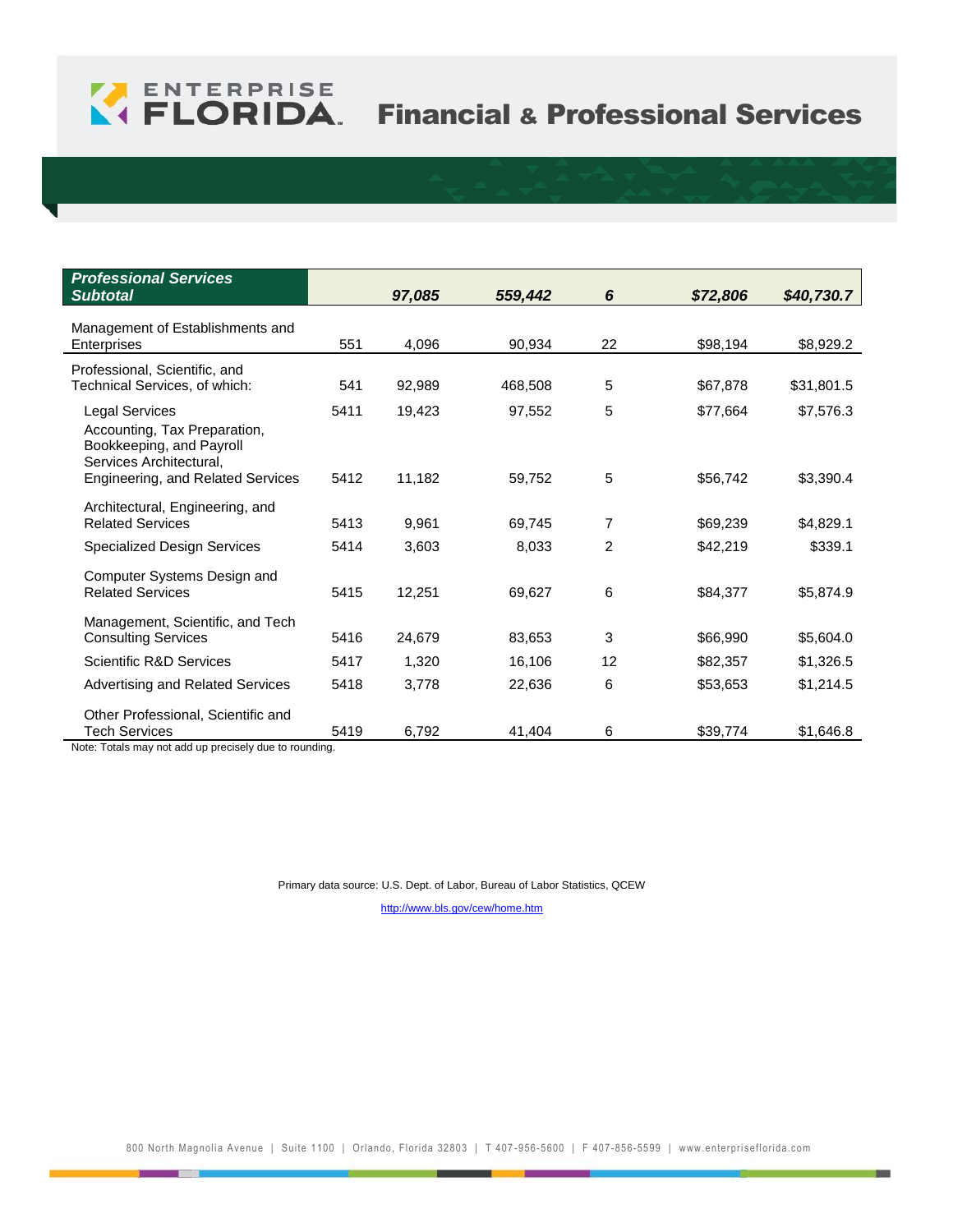# Financial & Professional Services

| Professional Services Subtotal | | 97,085 | 559,442 | 6 | $72,806 | $40,730.7 |
|---|---|---|---|---|---|---|
| Management of Establishments and Enterprises | 551 | 4,096 | 90,934 | 22 | $98,194 | $8,929.2 |
| Professional, Scientific, and Technical Services, of which: | 541 | 92,989 | 468,508 | 5 | $67,878 | $31,801.5 |
| Legal Services | 5411 | 19,423 | 97,552 | 5 | $77,664 | $7,576.3 |
| Accounting, Tax Preparation, Bookkeeping, and Payroll Services Architectural, Engineering, and Related Services | 5412 | 11,182 | 59,752 | 5 | $56,742 | $3,390.4 |
| Architectural, Engineering, and Related Services | 5413 | 9,961 | 69,745 | 7 | $69,239 | $4,829.1 |
| Specialized Design Services | 5414 | 3,603 | 8,033 | 2 | $42,219 | $339.1 |
| Computer Systems Design and Related Services | 5415 | 12,251 | 69,627 | 6 | $84,377 | $5,874.9 |
| Management, Scientific, and Tech Consulting Services | 5416 | 24,679 | 83,653 | 3 | $66,990 | $5,604.0 |
| Scientific R&D Services | 5417 | 1,320 | 16,106 | 12 | $82,357 | $1,326.5 |
| Advertising and Related Services | 5418 | 3,778 | 22,636 | 6 | $53,653 | $1,214.5 |
| Other Professional, Scientific and Tech Services | 5419 | 6,792 | 41,404 | 6 | $39,774 | $1,646.8 |

Note: Totals may not add up precisely due to rounding.

Primary data source: U.S. Dept. of Labor, Bureau of Labor Statistics, QCEW

http://www.bls.gov/cew/home.htm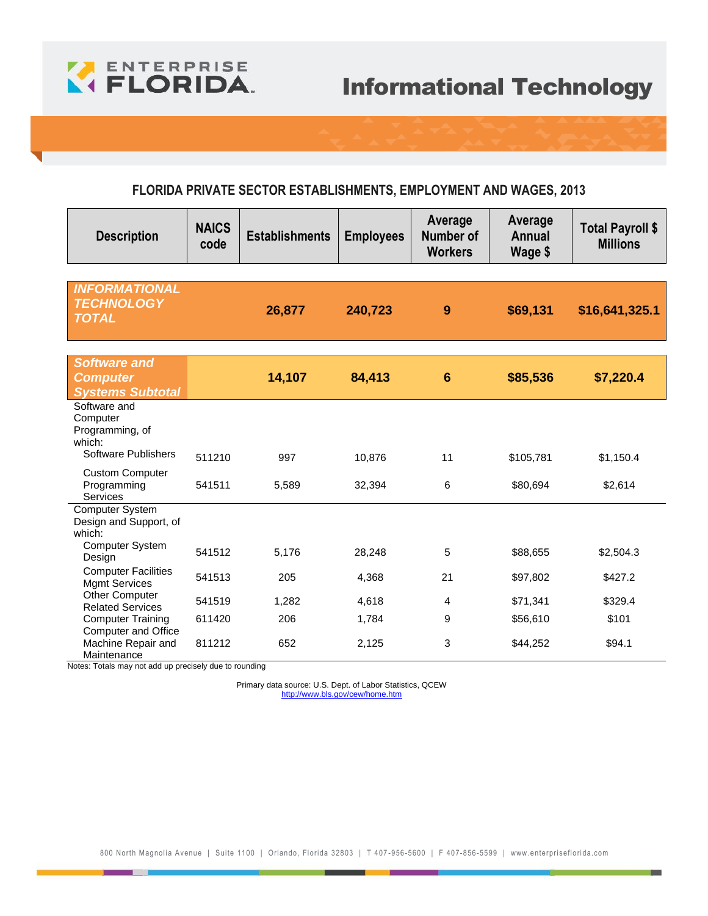# Informational Technology

## FLORIDA PRIVATE SECTOR ESTABLISHMENTS, EMPLOYMENT AND WAGES, 2013

| Description | NAICS code | Establishments | Employees | Average Number of Workers | Average Annual Wage $ | Total Payroll $ Millions |
|---|---|---|---|---|---|---|
| ***INFORMATIONAL TECHNOLOGY TOTAL*** | | **26,877** | **240,723** | **9** | **$69,131** | **$16,641,325.1** |
| ***Software and Computer Systems Subtotal*** | | **14,107** | **84,413** | **6** | **$85,536** | **$7,220.4** |
| Software and Computer Programming, of which: | | | | | | |
| Software Publishers | 511210 | 997 | 10,876 | 11 | $105,781 | $1,150.4 |
| Custom Computer Programming Services | 541511 | 5,589 | 32,394 | 6 | $80,694 | $2,614 |
| Computer System Design and Support, of which: | | | | | | |
| Computer System Design | 541512 | 5,176 | 28,248 | 5 | $88,655 | $2,504.3 |
| Computer Facilities Mgmt Services | 541513 | 205 | 4,368 | 21 | $97,802 | $427.2 |
| Other Computer Related Services | 541519 | 1,282 | 4,618 | 4 | $71,341 | $329.4 |
| Computer Training | 611420 | 206 | 1,784 | 9 | $56,610 | $101 |
| Computer and Office Machine Repair and Maintenance | 811212 | 652 | 2,125 | 3 | $44,252 | $94.1 |

Notes: Totals may not add up precisely due to rounding

Primary data source: U.S. Dept. of Labor Statistics, QCEW
http://www.bls.gov/cew/home.htm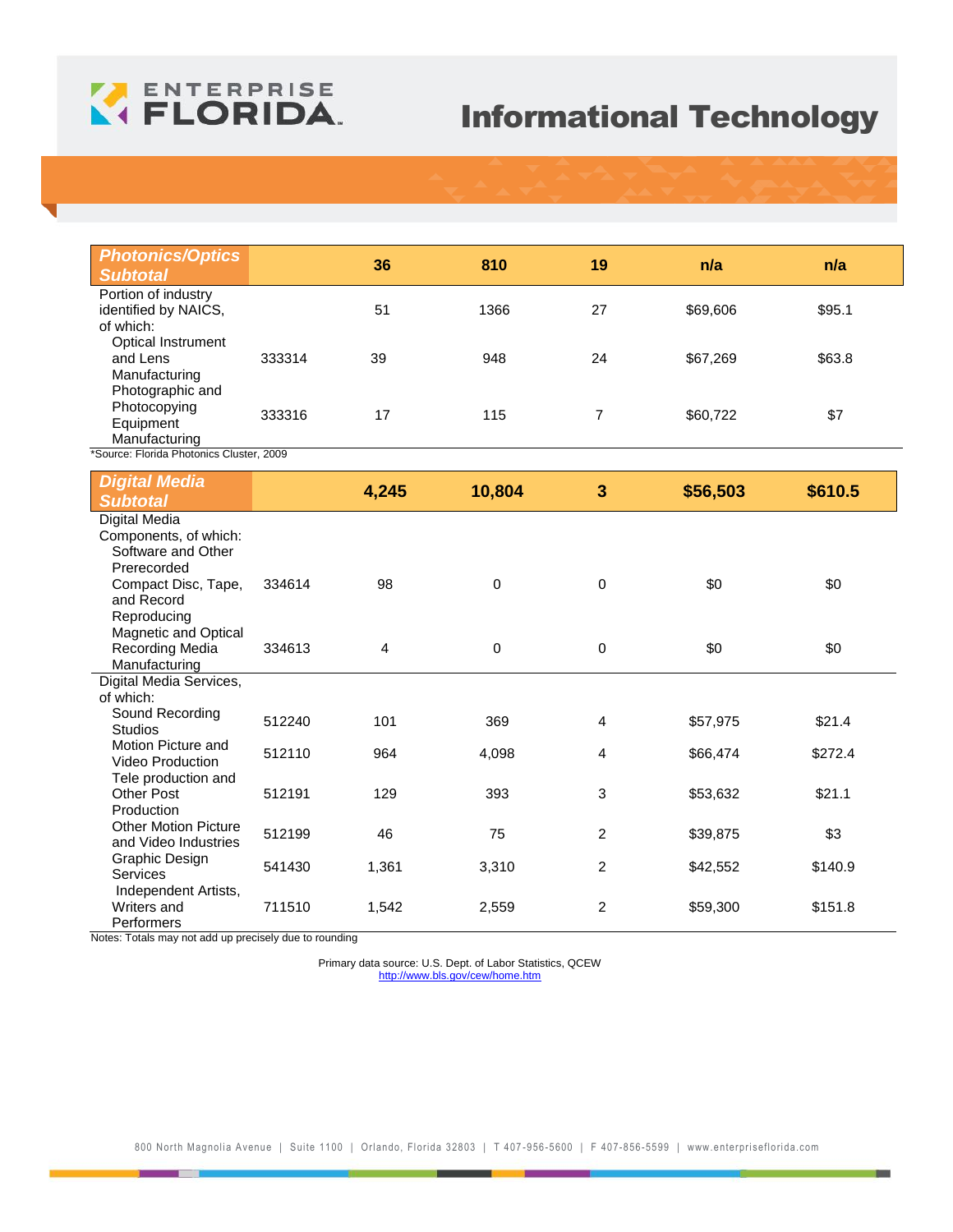# Informational Technology

| Photonics/Optics Subtotal | | 36 | 810 | 19 | n/a | n/a |
|---|---|---|---|---|---|---|
| Portion of industry identified by NAICS, of which: | | 51 | 1366 | 27 | $69,606 | $95.1 |
| Optical Instrument and Lens Manufacturing | 333314 | 39 | 948 | 24 | $67,269 | $63.8 |
| Photographic and Photocopying Equipment Manufacturing | 333316 | 17 | 115 | 7 | $60,722 | $7 |

*Source: Florida Photonics Cluster, 2009

| Digital Media Subtotal | | 4,245 | 10,804 | 3 | $56,503 | $610.5 |
|---|---|---|---|---|---|---|
| Digital Media Components, of which: | | | | | | |
| Software and Other Prerecorded Compact Disc, Tape, and Record Reproducing | 334614 | 98 | 0 | 0 | $0 | $0 |
| Magnetic and Optical Recording Media Manufacturing | 334613 | 4 | 0 | 0 | $0 | $0 |
| Digital Media Services, of which: | | | | | | |
| Sound Recording Studios | 512240 | 101 | 369 | 4 | $57,975 | $21.4 |
| Motion Picture and Video Production | 512110 | 964 | 4,098 | 4 | $66,474 | $272.4 |
| Tele production and Other Post Production | 512191 | 129 | 393 | 3 | $53,632 | $21.1 |
| Other Motion Picture and Video Industries | 512199 | 46 | 75 | 2 | $39,875 | $3 |
| Graphic Design Services | 541430 | 1,361 | 3,310 | 2 | $42,552 | $140.9 |
| Independent Artists, Writers and Performers | 711510 | 1,542 | 2,559 | 2 | $59,300 | $151.8 |

Notes: Totals may not add up precisely due to rounding

Primary data source: U.S. Dept. of Labor Statistics, QCEW
http://www.bls.gov/cew/home.htm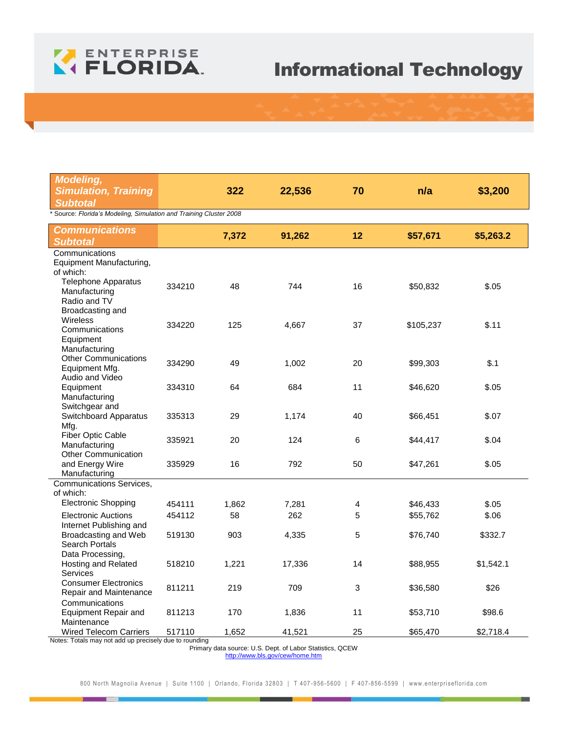# Informational Technology

| | | | | | | |
|---|---|---|---|---|---|---|
| ***Modeling, Simulation, Training Subtotal*** | | **322** | **22,536** | **70** | **n/a** | **$3,200** |

\* Source: *Florida's Modeling, Simulation and Training Cluster 2008*

| | | | | | | |
|---|---|---|---|---|---|---|
| ***Communications Subtotal*** | | **7,372** | **91,262** | **12** | **$57,671** | **$5,263.2** |
| Communications Equipment Manufacturing, of which: | | | | | | |
| Telephone Apparatus Manufacturing | 334210 | 48 | 744 | 16 | $50,832 | $.05 |
| Radio and TV Broadcasting and Wireless Communications Equipment Manufacturing | 334220 | 125 | 4,667 | 37 | $105,237 | $.11 |
| Other Communications Equipment Mfg. | 334290 | 49 | 1,002 | 20 | $99,303 | $.1 |
| Audio and Video Equipment Manufacturing | 334310 | 64 | 684 | 11 | $46,620 | $.05 |
| Switchgear and Switchboard Apparatus Mfg. | 335313 | 29 | 1,174 | 40 | $66,451 | $.07 |
| Fiber Optic Cable Manufacturing | 335921 | 20 | 124 | 6 | $44,417 | $.04 |
| Other Communication and Energy Wire Manufacturing | 335929 | 16 | 792 | 50 | $47,261 | $.05 |
| Communications Services, of which: | | | | | | |
| Electronic Shopping | 454111 | 1,862 | 7,281 | 4 | $46,433 | $.05 |
| Electronic Auctions | 454112 | 58 | 262 | 5 | $55,762 | $.06 |
| Internet Publishing and Broadcasting and Web Search Portals | 519130 | 903 | 4,335 | 5 | $76,740 | $332.7 |
| Data Processing, Hosting and Related Services | 518210 | 1,221 | 17,336 | 14 | $88,955 | $1,542.1 |
| Consumer Electronics Repair and Maintenance | 811211 | 219 | 709 | 3 | $36,580 | $26 |
| Communications Equipment Repair and Maintenance | 811213 | 170 | 1,836 | 11 | $53,710 | $98.6 |
| Wired Telecom Carriers | 517110 | 1,652 | 41,521 | 25 | $65,470 | $2,718.4 |

Notes: Totals may not add up precisely due to rounding

Primary data source: U.S. Dept. of Labor Statistics, QCEW
http://www.bls.gov/cew/home.htm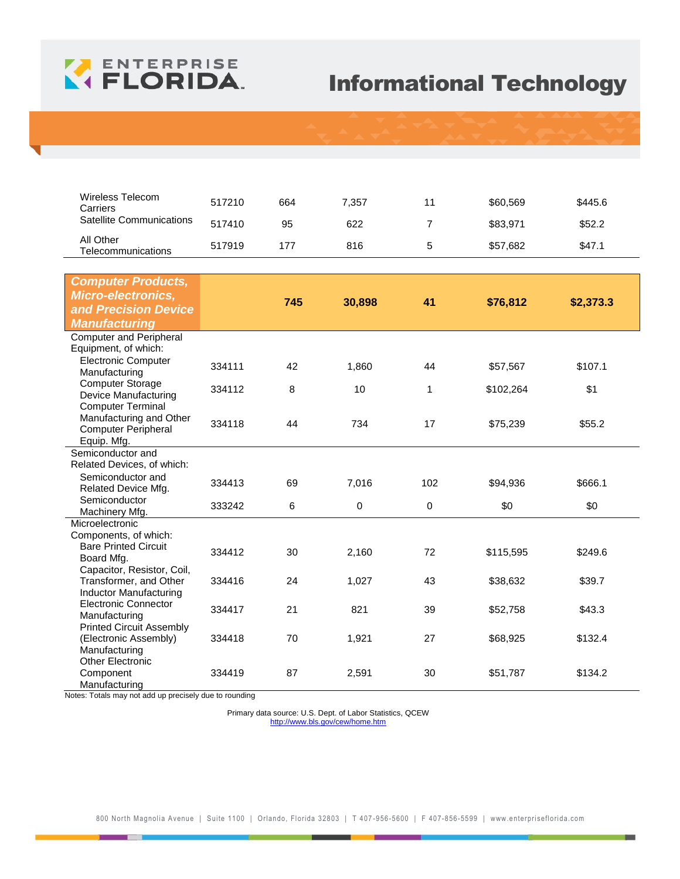# Informational Technology

| | | | | | | |
|---|---|---|---|---|---|---|
| Wireless Telecom Carriers | 517210 | 664 | 7,357 | 11 | $60,569 | $445.6 |
| Satellite Communications | 517410 | 95 | 622 | 7 | $83,971 | $52.2 |
| All Other Telecommunications | 517919 | 177 | 816 | 5 | $57,682 | $47.1 |
| ***Computer Products, Micro-electronics, and Precision Device Manufacturing*** | | **745** | **30,898** | **41** | **$76,812** | **$2,373.3** |
| Computer and Peripheral Equipment, of which: | | | | | | |
| Electronic Computer Manufacturing | 334111 | 42 | 1,860 | 44 | $57,567 | $107.1 |
| Computer Storage Device Manufacturing | 334112 | 8 | 10 | 1 | $102,264 | $1 |
| Computer Terminal Manufacturing and Other Computer Peripheral Equip. Mfg. | 334118 | 44 | 734 | 17 | $75,239 | $55.2 |
| Semiconductor and Related Devices, of which: | | | | | | |
| Semiconductor and Related Device Mfg. | 334413 | 69 | 7,016 | 102 | $94,936 | $666.1 |
| Semiconductor Machinery Mfg. | 333242 | 6 | 0 | 0 | $0 | $0 |
| Microelectronic Components, of which: | | | | | | |
| Bare Printed Circuit Board Mfg. | 334412 | 30 | 2,160 | 72 | $115,595 | $249.6 |
| Capacitor, Resistor, Coil, Transformer, and Other Inductor Manufacturing | 334416 | 24 | 1,027 | 43 | $38,632 | $39.7 |
| Electronic Connector Manufacturing | 334417 | 21 | 821 | 39 | $52,758 | $43.3 |
| Printed Circuit Assembly (Electronic Assembly) Manufacturing | 334418 | 70 | 1,921 | 27 | $68,925 | $132.4 |
| Other Electronic Component Manufacturing | 334419 | 87 | 2,591 | 30 | $51,787 | $134.2 |

Notes: Totals may not add up precisely due to rounding

Primary data source: U.S. Dept. of Labor Statistics, QCEW
http://www.bls.gov/cew/home.htm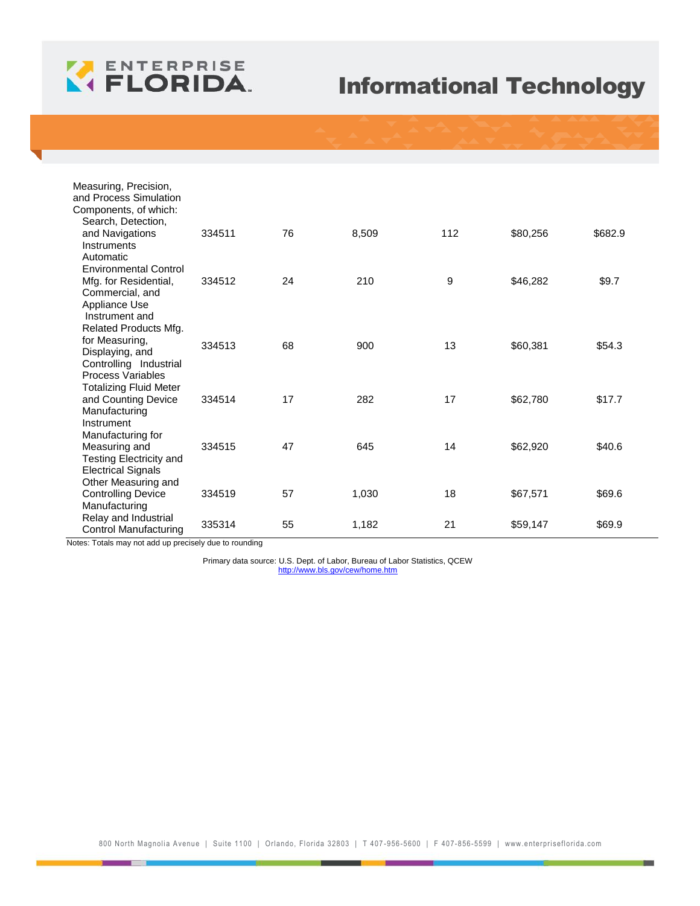# Informational Technology

| | | | | | | |
|---|---|---|---|---|---|---|
| Measuring, Precision, and Process Simulation Components, of which: | | | | | | |
| Search, Detection, and Navigations Instruments | 334511 | 76 | 8,509 | 112 | $80,256 | $682.9 |
| Automatic Environmental Control Mfg. for Residential, Commercial, and Appliance Use | 334512 | 24 | 210 | 9 | $46,282 | $9.7 |
| Instrument and Related Products Mfg. for Measuring, Displaying, and Controlling Industrial Process Variables | 334513 | 68 | 900 | 13 | $60,381 | $54.3 |
| Totalizing Fluid Meter and Counting Device Manufacturing | 334514 | 17 | 282 | 17 | $62,780 | $17.7 |
| Instrument Manufacturing for Measuring and Testing Electricity and Electrical Signals | 334515 | 47 | 645 | 14 | $62,920 | $40.6 |
| Other Measuring and Controlling Device Manufacturing | 334519 | 57 | 1,030 | 18 | $67,571 | $69.6 |
| Relay and Industrial Control Manufacturing | 335314 | 55 | 1,182 | 21 | $59,147 | $69.9 |

Notes: Totals may not add up precisely due to rounding

Primary data source: U.S. Dept. of Labor, Bureau of Labor Statistics, QCEW
http://www.bls.gov/cew/home.htm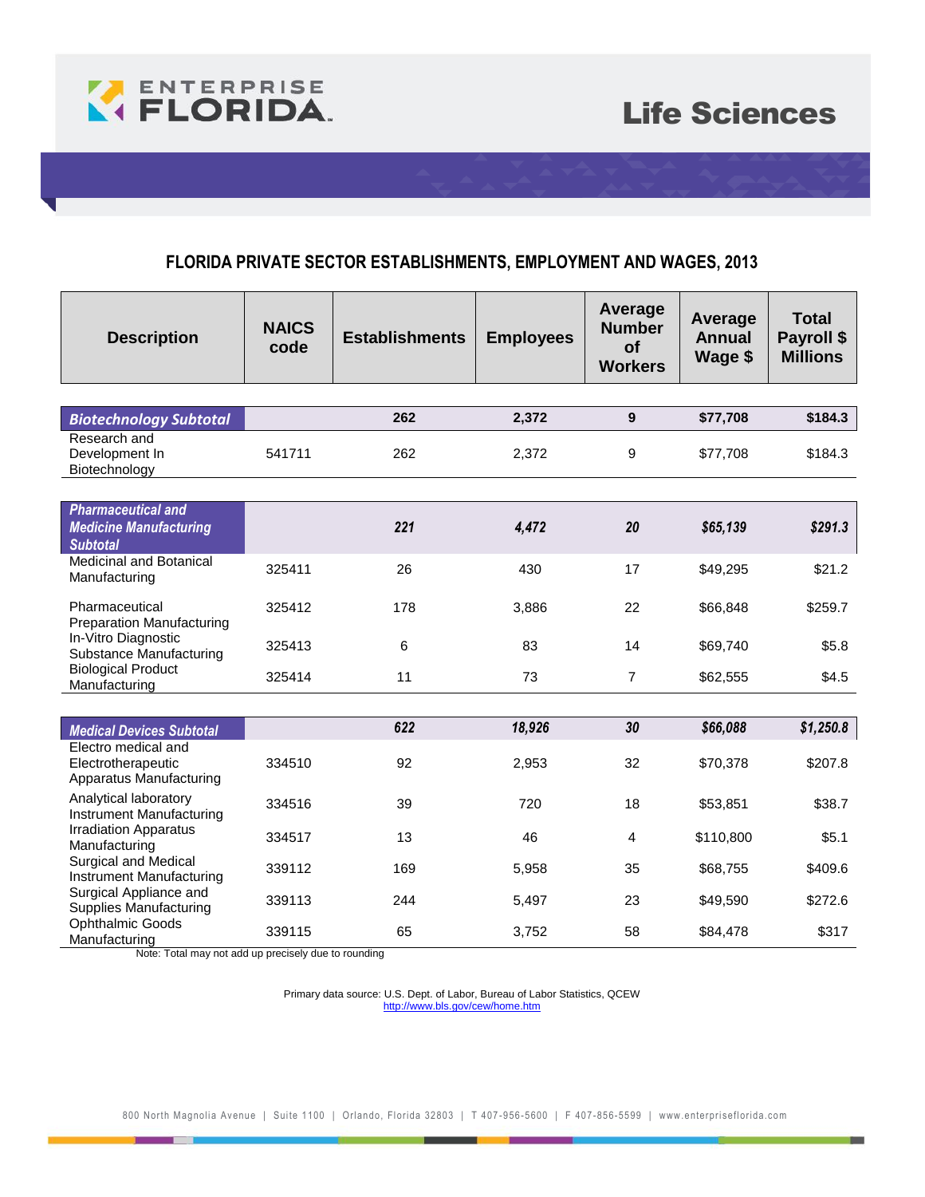# Life Sciences

## FLORIDA PRIVATE SECTOR ESTABLISHMENTS, EMPLOYMENT AND WAGES, 2013

| Description | NAICS code | Establishments | Employees | Average Number of Workers | Average Annual Wage $ | Total Payroll $ Millions |
|---|---|---|---|---|---|---|
| ***Biotechnology Subtotal*** | | **262** | **2,372** | **9** | **$77,708** | **$184.3** |
| Research and Development In Biotechnology | 541711 | 262 | 2,372 | 9 | $77,708 | $184.3 |
| ***Pharmaceutical and Medicine Manufacturing Subtotal*** | | ***221*** | ***4,472*** | ***20*** | ***$65,139*** | ***$291.3*** |
| Medicinal and Botanical Manufacturing | 325411 | 26 | 430 | 17 | $49,295 | $21.2 |
| Pharmaceutical Preparation Manufacturing | 325412 | 178 | 3,886 | 22 | $66,848 | $259.7 |
| In-Vitro Diagnostic Substance Manufacturing | 325413 | 6 | 83 | 14 | $69,740 | $5.8 |
| Biological Product Manufacturing | 325414 | 11 | 73 | 7 | $62,555 | $4.5 |
| ***Medical Devices Subtotal*** | | ***622*** | ***18,926*** | ***30*** | ***$66,088*** | ***$1,250.8*** |
| Electro medical and Electrotherapeutic Apparatus Manufacturing | 334510 | 92 | 2,953 | 32 | $70,378 | $207.8 |
| Analytical laboratory Instrument Manufacturing | 334516 | 39 | 720 | 18 | $53,851 | $38.7 |
| Irradiation Apparatus Manufacturing | 334517 | 13 | 46 | 4 | $110,800 | $5.1 |
| Surgical and Medical Instrument Manufacturing | 339112 | 169 | 5,958 | 35 | $68,755 | $409.6 |
| Surgical Appliance and Supplies Manufacturing | 339113 | 244 | 5,497 | 23 | $49,590 | $272.6 |
| Ophthalmic Goods Manufacturing | 339115 | 65 | 3,752 | 58 | $84,478 | $317 |

Note: Total may not add up precisely due to rounding

Primary data source: U.S. Dept. of Labor, Bureau of Labor Statistics, QCEW
http://www.bls.gov/cew/home.htm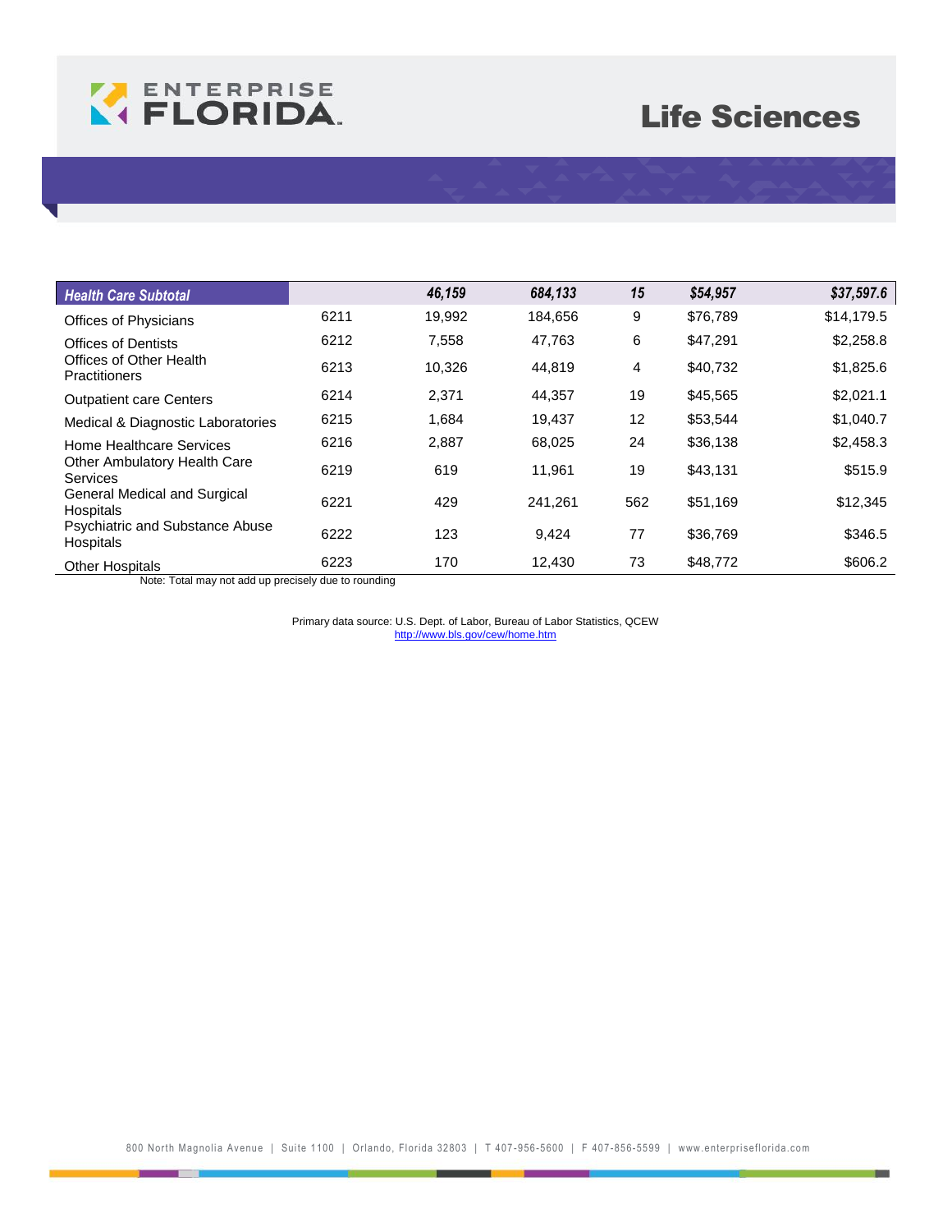# Life Sciences

| Health Care Subtotal | | 46,159 | 684,133 | 15 | $54,957 | $37,597.6 |
|---|---|---|---|---|---|---|
| Offices of Physicians | 6211 | 19,992 | 184,656 | 9 | $76,789 | $14,179.5 |
| Offices of Dentists | 6212 | 7,558 | 47,763 | 6 | $47,291 | $2,258.8 |
| Offices of Other Health Practitioners | 6213 | 10,326 | 44,819 | 4 | $40,732 | $1,825.6 |
| Outpatient care Centers | 6214 | 2,371 | 44,357 | 19 | $45,565 | $2,021.1 |
| Medical & Diagnostic Laboratories | 6215 | 1,684 | 19,437 | 12 | $53,544 | $1,040.7 |
| Home Healthcare Services | 6216 | 2,887 | 68,025 | 24 | $36,138 | $2,458.3 |
| Other Ambulatory Health Care Services | 6219 | 619 | 11,961 | 19 | $43,131 | $515.9 |
| General Medical and Surgical Hospitals | 6221 | 429 | 241,261 | 562 | $51,169 | $12,345 |
| Psychiatric and Substance Abuse Hospitals | 6222 | 123 | 9,424 | 77 | $36,769 | $346.5 |
| Other Hospitals | 6223 | 170 | 12,430 | 73 | $48,772 | $606.2 |

Note: Total may not add up precisely due to rounding

Primary data source: U.S. Dept. of Labor, Bureau of Labor Statistics, QCEW
http://www.bls.gov/cew/home.htm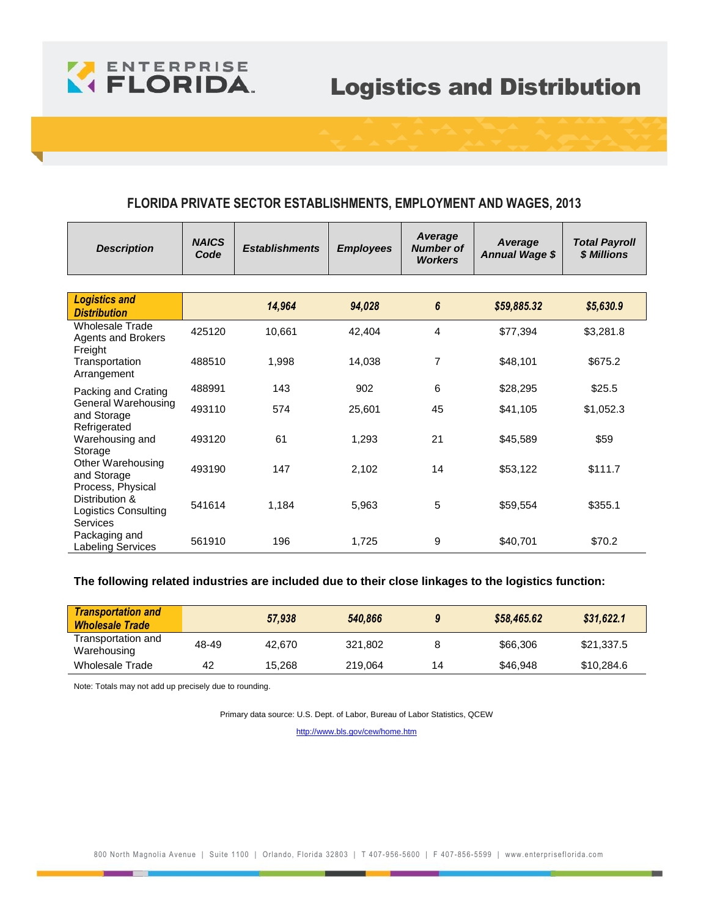# Logistics and Distribution

## FLORIDA PRIVATE SECTOR ESTABLISHMENTS, EMPLOYMENT AND WAGES, 2013

| Description | NAICS Code | Establishments | Employees | Average Number of Workers | Average Annual Wage $ | Total Payroll $ Millions |
|---|---|---|---|---|---|---|
| ***Logistics and Distribution*** | | ***14,964*** | ***94,028*** | ***6*** | ***$59,885.32*** | ***$5,630.9*** |
| Wholesale Trade Agents and Brokers | 425120 | 10,661 | 42,404 | 4 | $77,394 | $3,281.8 |
| Freight Transportation Arrangement | 488510 | 1,998 | 14,038 | 7 | $48,101 | $675.2 |
| Packing and Crating | 488991 | 143 | 902 | 6 | $28,295 | $25.5 |
| General Warehousing and Storage | 493110 | 574 | 25,601 | 45 | $41,105 | $1,052.3 |
| Refrigerated Warehousing and Storage | 493120 | 61 | 1,293 | 21 | $45,589 | $59 |
| Other Warehousing and Storage | 493190 | 147 | 2,102 | 14 | $53,122 | $111.7 |
| Process, Physical Distribution & Logistics Consulting Services | 541614 | 1,184 | 5,963 | 5 | $59,554 | $355.1 |
| Packaging and Labeling Services | 561910 | 196 | 1,725 | 9 | $40,701 | $70.2 |

**The following related industries are included due to their close linkages to the logistics function:**

| Description | NAICS Code | Establishments | Employees | Average Number of Workers | Average Annual Wage $ | Total Payroll $ Millions |
|---|---|---|---|---|---|---|
| ***Transportation and Wholesale Trade*** | | ***57,938*** | ***540,866*** | ***9*** | ***$58,465.62*** | ***$31,622.1*** |
| Transportation and Warehousing | 48-49 | 42,670 | 321,802 | 8 | $66,306 | $21,337.5 |
| Wholesale Trade | 42 | 15,268 | 219,064 | 14 | $46,948 | $10,284.6 |

Note: Totals may not add up precisely due to rounding.

Primary data source: U.S. Dept. of Labor, Bureau of Labor Statistics, QCEW

http://www.bls.gov/cew/home.htm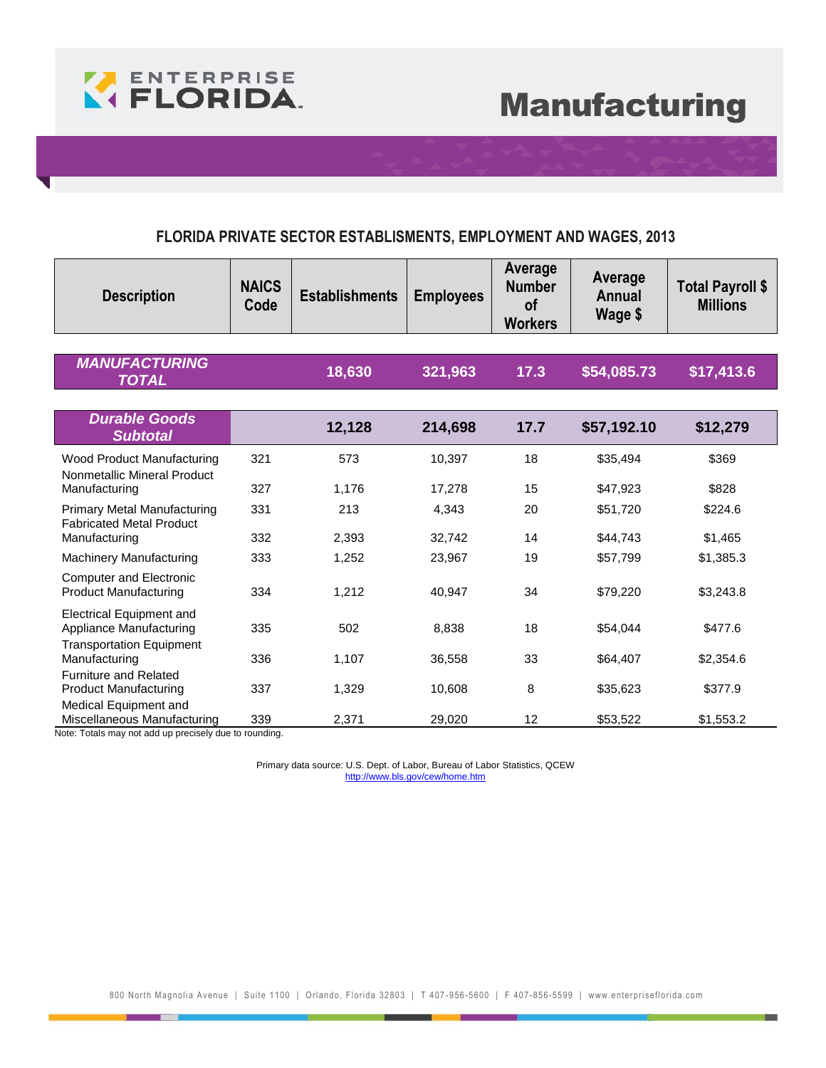# Manufacturing

## FLORIDA PRIVATE SECTOR ESTABLISMENTS, EMPLOYMENT AND WAGES, 2013

| Description | NAICS Code | Establishments | Employees | Average Number of Workers | Average Annual Wage $ | Total Payroll $ Millions |
|---|---|---|---|---|---|---|
| ***MANUFACTURING TOTAL*** | | **18,630** | **321,963** | **17.3** | **$54,085.73** | **$17,413.6** |
| ***Durable Goods Subtotal*** | | **12,128** | **214,698** | **17.7** | **$57,192.10** | **$12,279** |
| Wood Product Manufacturing | 321 | 573 | 10,397 | 18 | $35,494 | $369 |
| Nonmetallic Mineral Product Manufacturing | 327 | 1,176 | 17,278 | 15 | $47,923 | $828 |
| Primary Metal Manufacturing | 331 | 213 | 4,343 | 20 | $51,720 | $224.6 |
| Fabricated Metal Product Manufacturing | 332 | 2,393 | 32,742 | 14 | $44,743 | $1,465 |
| Machinery Manufacturing | 333 | 1,252 | 23,967 | 19 | $57,799 | $1,385.3 |
| Computer and Electronic Product Manufacturing | 334 | 1,212 | 40,947 | 34 | $79,220 | $3,243.8 |
| Electrical Equipment and Appliance Manufacturing | 335 | 502 | 8,838 | 18 | $54,044 | $477.6 |
| Transportation Equipment Manufacturing | 336 | 1,107 | 36,558 | 33 | $64,407 | $2,354.6 |
| Furniture and Related Product Manufacturing | 337 | 1,329 | 10,608 | 8 | $35,623 | $377.9 |
| Medical Equipment and Miscellaneous Manufacturing | 339 | 2,371 | 29,020 | 12 | $53,522 | $1,553.2 |

Note: Totals may not add up precisely due to rounding.

Primary data source: U.S. Dept. of Labor, Bureau of Labor Statistics, QCEW
http://www.bls.gov/cew/home.htm

800 North Magnolia Avenue | Suite 1100 | Orlando, Florida 32803 | T 407-956-5600 | F 407-856-5599 | www.enterpriseflorida.com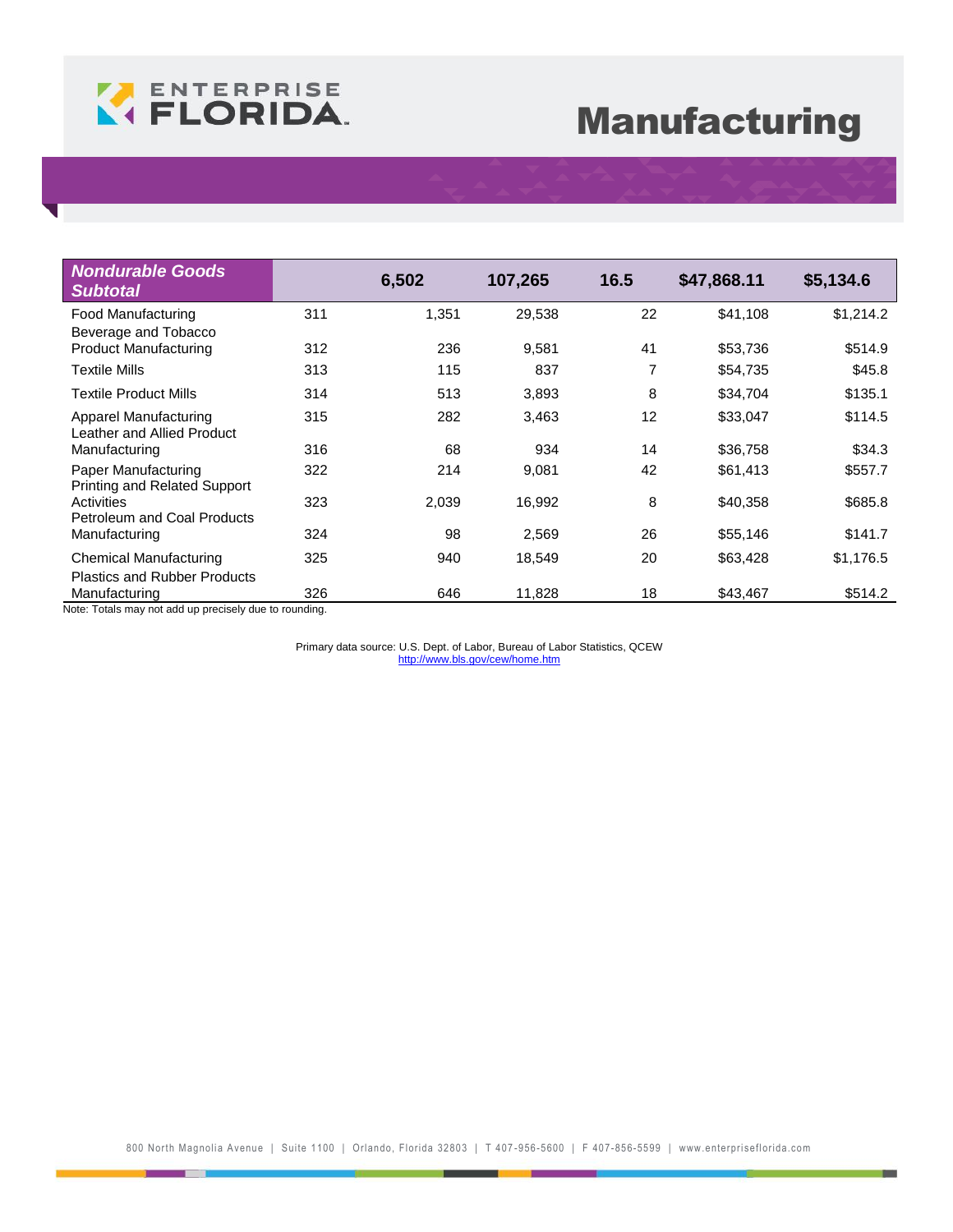# Manufacturing

| | | | | | | |
|---|---|---|---|---|---|---|
| ***Nondurable Goods Subtotal*** | | **6,502** | **107,265** | **16.5** | **$47,868.11** | **$5,134.6** |
| Food Manufacturing | 311 | 1,351 | 29,538 | 22 | $41,108 | $1,214.2 |
| Beverage and Tobacco Product Manufacturing | 312 | 236 | 9,581 | 41 | $53,736 | $514.9 |
| Textile Mills | 313 | 115 | 837 | 7 | $54,735 | $45.8 |
| Textile Product Mills | 314 | 513 | 3,893 | 8 | $34,704 | $135.1 |
| Apparel Manufacturing | 315 | 282 | 3,463 | 12 | $33,047 | $114.5 |
| Leather and Allied Product Manufacturing | 316 | 68 | 934 | 14 | $36,758 | $34.3 |
| Paper Manufacturing | 322 | 214 | 9,081 | 42 | $61,413 | $557.7 |
| Printing and Related Support Activities | 323 | 2,039 | 16,992 | 8 | $40,358 | $685.8 |
| Petroleum and Coal Products Manufacturing | 324 | 98 | 2,569 | 26 | $55,146 | $141.7 |
| Chemical Manufacturing | 325 | 940 | 18,549 | 20 | $63,428 | $1,176.5 |
| Plastics and Rubber Products Manufacturing | 326 | 646 | 11,828 | 18 | $43,467 | $514.2 |

Note: Totals may not add up precisely due to rounding.

Primary data source: U.S. Dept. of Labor, Bureau of Labor Statistics, QCEW
http://www.bls.gov/cew/home.htm